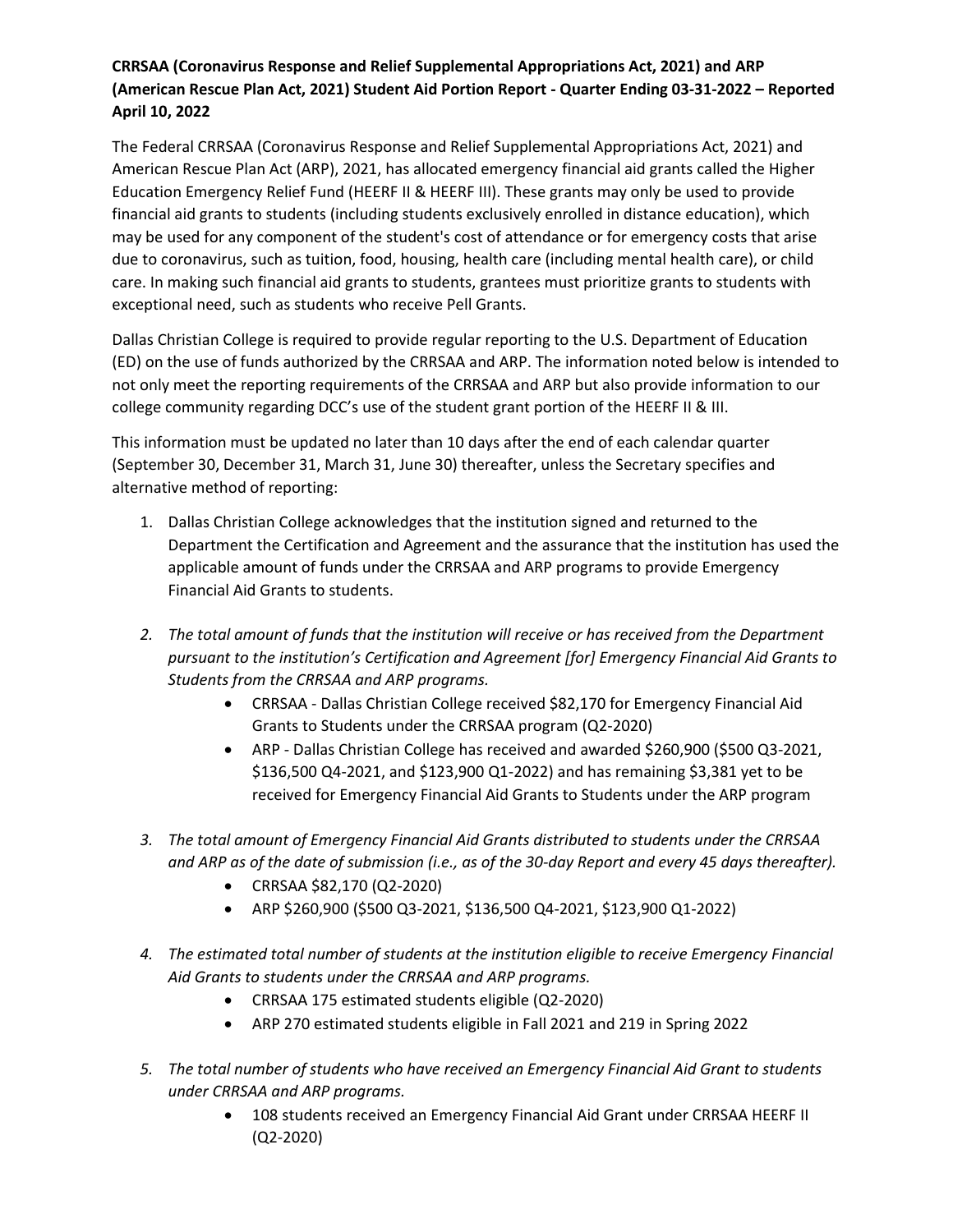**CRRSAA (Coronavirus Response and Relief Supplemental Appropriations Act, 2021) and ARP (American Rescue Plan Act, 2021) Student Aid Portion Report - Quarter Ending 03-31-2022 – Reported April 10, 2022**

The Federal CRRSAA (Coronavirus Response and Relief Supplemental Appropriations Act, 2021) and American Rescue Plan Act (ARP), 2021, has allocated emergency financial aid grants called the Higher Education Emergency Relief Fund (HEERF II & HEERF III). These grants may only be used to provide financial aid grants to students (including students exclusively enrolled in distance education), which may be used for any component of the student's cost of attendance or for emergency costs that arise due to coronavirus, such as tuition, food, housing, health care (including mental health care), or child care. In making such financial aid grants to students, grantees must prioritize grants to students with exceptional need, such as students who receive Pell Grants.

Dallas Christian College is required to provide regular reporting to the U.S. Department of Education (ED) on the use of funds authorized by the CRRSAA and ARP. The information noted below is intended to not only meet the reporting requirements of the CRRSAA and ARP but also provide information to our college community regarding DCC's use of the student grant portion of the HEERF II & III.

This information must be updated no later than 10 days after the end of each calendar quarter (September 30, December 31, March 31, June 30) thereafter, unless the Secretary specifies and alternative method of reporting:

1. Dallas Christian College acknowledges that the institution signed and returned to the Department the Certification and Agreement and the assurance that the institution has used the applicable amount of funds under the CRRSAA and ARP programs to provide Emergency Financial Aid Grants to students.

2. *The total amount of funds that the institution will receive or has received from the Department pursuant to the institution's Certification and Agreement [for] Emergency Financial Aid Grants to Students from the CRRSAA and ARP programs.*
    - CRRSAA - Dallas Christian College received $82,170 for Emergency Financial Aid Grants to Students under the CRRSAA program (Q2-2020)
    - ARP - Dallas Christian College has received and awarded $260,900 ($500 Q3-2021, $136,500 Q4-2021, and $123,900 Q1-2022) and has remaining $3,381 yet to be received for Emergency Financial Aid Grants to Students under the ARP program

3. *The total amount of Emergency Financial Aid Grants distributed to students under the CRRSAA and ARP as of the date of submission (i.e., as of the 30-day Report and every 45 days thereafter).*
    - CRRSAA $82,170 (Q2-2020)
    - ARP $260,900 ($500 Q3-2021, $136,500 Q4-2021, $123,900 Q1-2022)

4. *The estimated total number of students at the institution eligible to receive Emergency Financial Aid Grants to students under the CRRSAA and ARP programs.*
    - CRRSAA 175 estimated students eligible (Q2-2020)
    - ARP 270 estimated students eligible in Fall 2021 and 219 in Spring 2022

5. *The total number of students who have received an Emergency Financial Aid Grant to students under CRRSAA and ARP programs.*
    - 108 students received an Emergency Financial Aid Grant under CRRSAA HEERF II (Q2-2020)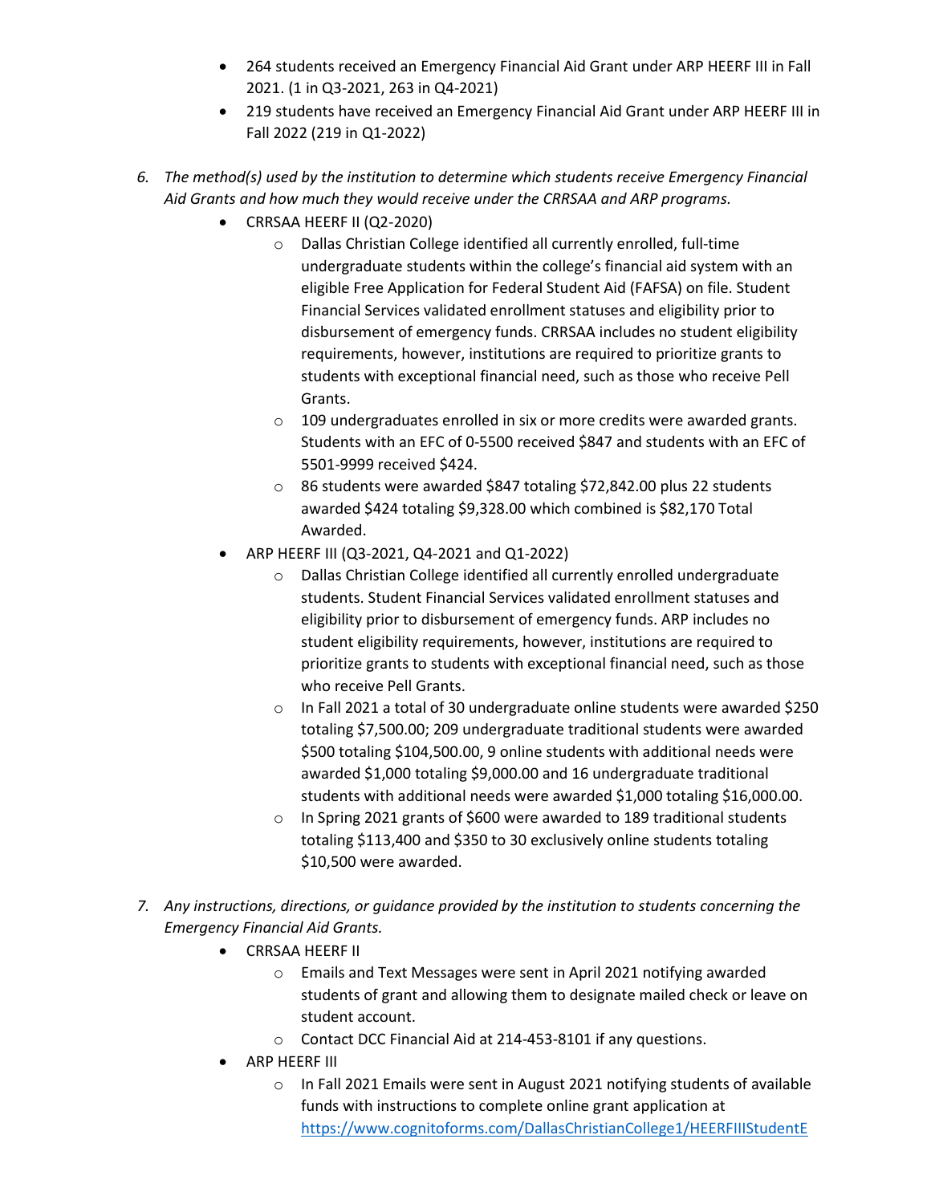- 264 students received an Emergency Financial Aid Grant under ARP HEERF III in Fall 2021. (1 in Q3-2021, 263 in Q4-2021)
- 219 students have received an Emergency Financial Aid Grant under ARP HEERF III in Fall 2022 (219 in Q1-2022)

6. *The method(s) used by the institution to determine which students receive Emergency Financial Aid Grants and how much they would receive under the CRRSAA and ARP programs.*
   - CRRSAA HEERF II (Q2-2020)
     - Dallas Christian College identified all currently enrolled, full-time undergraduate students within the college's financial aid system with an eligible Free Application for Federal Student Aid (FAFSA) on file. Student Financial Services validated enrollment statuses and eligibility prior to disbursement of emergency funds. CRRSAA includes no student eligibility requirements, however, institutions are required to prioritize grants to students with exceptional financial need, such as those who receive Pell Grants.
     - 109 undergraduates enrolled in six or more credits were awarded grants. Students with an EFC of 0-5500 received $847 and students with an EFC of 5501-9999 received $424.
     - 86 students were awarded $847 totaling $72,842.00 plus 22 students awarded $424 totaling $9,328.00 which combined is $82,170 Total Awarded.
   - ARP HEERF III (Q3-2021, Q4-2021 and Q1-2022)
     - Dallas Christian College identified all currently enrolled undergraduate students. Student Financial Services validated enrollment statuses and eligibility prior to disbursement of emergency funds. ARP includes no student eligibility requirements, however, institutions are required to prioritize grants to students with exceptional financial need, such as those who receive Pell Grants.
     - In Fall 2021 a total of 30 undergraduate online students were awarded $250 totaling $7,500.00; 209 undergraduate traditional students were awarded $500 totaling $104,500.00, 9 online students with additional needs were awarded $1,000 totaling $9,000.00 and 16 undergraduate traditional students with additional needs were awarded $1,000 totaling $16,000.00.
     - In Spring 2021 grants of $600 were awarded to 189 traditional students totaling $113,400 and $350 to 30 exclusively online students totaling $10,500 were awarded.

7. *Any instructions, directions, or guidance provided by the institution to students concerning the Emergency Financial Aid Grants.*
   - CRRSAA HEERF II
     - Emails and Text Messages were sent in April 2021 notifying awarded students of grant and allowing them to designate mailed check or leave on student account.
     - Contact DCC Financial Aid at 214-453-8101 if any questions.
   - ARP HEERF III
     - In Fall 2021 Emails were sent in August 2021 notifying students of available funds with instructions to complete online grant application at https://www.cognitoforms.com/DallasChristianCollege1/HEERFIIIStudentE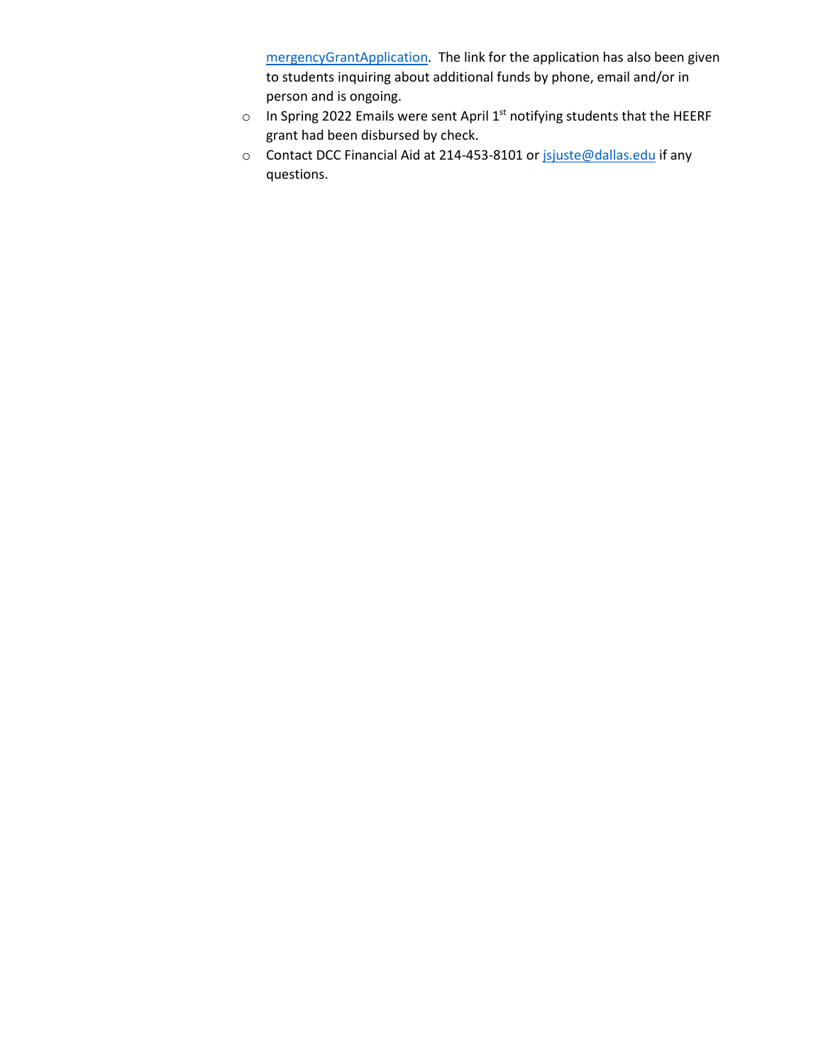mergencyGrantApplication. The link for the application has also been given to students inquiring about additional funds by phone, email and/or in person and is ongoing.

- In Spring 2022 Emails were sent April 1st notifying students that the HEERF grant had been disbursed by check.
- Contact DCC Financial Aid at 214-453-8101 or jsjuste@dallas.edu if any questions.